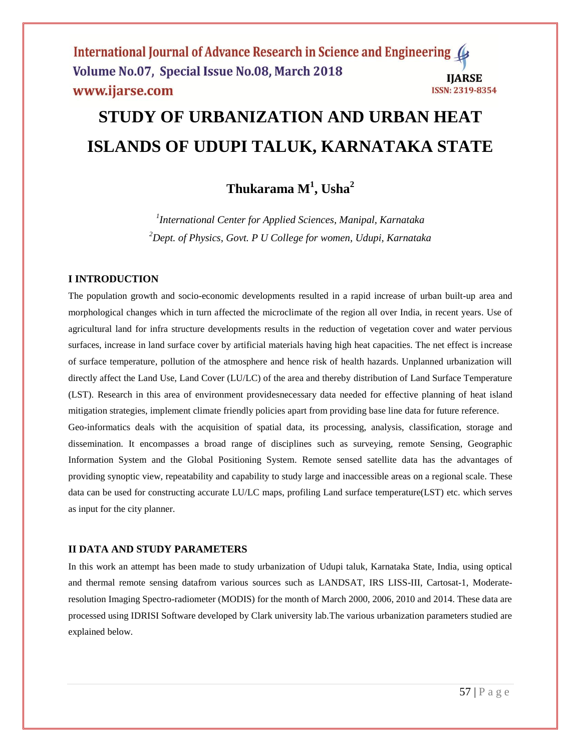# STUDY OF URBANIZATION AND URBAN HEAT ISLANDS OF UDUPI TALUK, KARNATAKA STATE

**Thukarama M[1], Usha[2]**

*[1]International Center for Applied Sciences, Manipal, Karnataka*
*[2]Dept. of Physics, Govt. P U College for women, Udupi, Karnataka*

## I INTRODUCTION

The population growth and socio-economic developments resulted in a rapid increase of urban built-up area and morphological changes which in turn affected the microclimate of the region all over India, in recent years. Use of agricultural land for infra structure developments results in the reduction of vegetation cover and water pervious surfaces, increase in land surface cover by artificial materials having high heat capacities. The net effect is increase of surface temperature, pollution of the atmosphere and hence risk of health hazards. Unplanned urbanization will directly affect the Land Use, Land Cover (LU/LC) of the area and thereby distribution of Land Surface Temperature (LST). Research in this area of environment providesnecessary data needed for effective planning of heat island mitigation strategies, implement climate friendly policies apart from providing base line data for future reference.

Geo-informatics deals with the acquisition of spatial data, its processing, analysis, classification, storage and dissemination. It encompasses a broad range of disciplines such as surveying, remote Sensing, Geographic Information System and the Global Positioning System. Remote sensed satellite data has the advantages of providing synoptic view, repeatability and capability to study large and inaccessible areas on a regional scale. These data can be used for constructing accurate LU/LC maps, profiling Land surface temperature(LST) etc. which serves as input for the city planner.

## II DATA AND STUDY PARAMETERS

In this work an attempt has been made to study urbanization of Udupi taluk, Karnataka State, India, using optical and thermal remote sensing datafrom various sources such as LANDSAT, IRS LISS-III, Cartosat-1, Moderate-resolution Imaging Spectro-radiometer (MODIS) for the month of March 2000, 2006, 2010 and 2014. These data are processed using IDRISI Software developed by Clark university lab.The various urbanization parameters studied are explained below.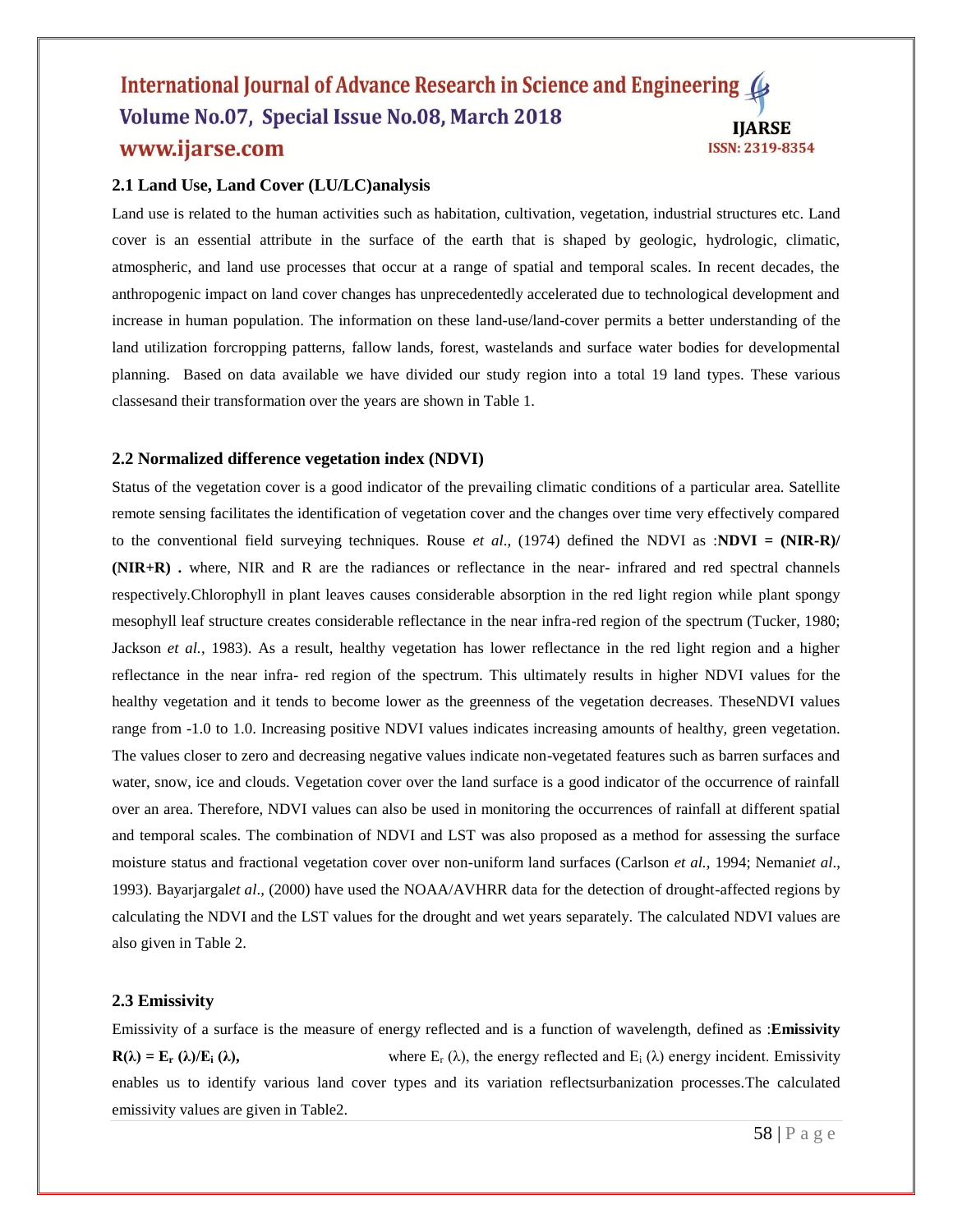### 2.1 Land Use, Land Cover (LU/LC)analysis

Land use is related to the human activities such as habitation, cultivation, vegetation, industrial structures etc. Land cover is an essential attribute in the surface of the earth that is shaped by geologic, hydrologic, climatic, atmospheric, and land use processes that occur at a range of spatial and temporal scales. In recent decades, the anthropogenic impact on land cover changes has unprecedentedly accelerated due to technological development and increase in human population. The information on these land-use/land-cover permits a better understanding of the land utilization forcropping patterns, fallow lands, forest, wastelands and surface water bodies for developmental planning. Based on data available we have divided our study region into a total 19 land types. These various classesand their transformation over the years are shown in Table 1.

### 2.2 Normalized difference vegetation index (NDVI)

Status of the vegetation cover is a good indicator of the prevailing climatic conditions of a particular area. Satellite remote sensing facilitates the identification of vegetation cover and the changes over time very effectively compared to the conventional field surveying techniques. Rouse *et al.*, (1974) defined the NDVI as :**NDVI = (NIR-R)/(NIR+R) .** where, NIR and R are the radiances or reflectance in the near- infrared and red spectral channels respectively.Chlorophyll in plant leaves causes considerable absorption in the red light region while plant spongy mesophyll leaf structure creates considerable reflectance in the near infra-red region of the spectrum (Tucker, 1980; Jackson *et al.*, 1983). As a result, healthy vegetation has lower reflectance in the red light region and a higher reflectance in the near infra- red region of the spectrum. This ultimately results in higher NDVI values for the healthy vegetation and it tends to become lower as the greenness of the vegetation decreases. TheseNDVI values range from -1.0 to 1.0. Increasing positive NDVI values indicates increasing amounts of healthy, green vegetation. The values closer to zero and decreasing negative values indicate non-vegetated features such as barren surfaces and water, snow, ice and clouds. Vegetation cover over the land surface is a good indicator of the occurrence of rainfall over an area. Therefore, NDVI values can also be used in monitoring the occurrences of rainfall at different spatial and temporal scales. The combination of NDVI and LST was also proposed as a method for assessing the surface moisture status and fractional vegetation cover over non-uniform land surfaces (Carlson *et al.*, 1994; Nemani*et al*., 1993). Bayarjargal*et al*., (2000) have used the NOAA/AVHRR data for the detection of drought-affected regions by calculating the NDVI and the LST values for the drought and wet years separately. The calculated NDVI values are also given in Table 2.

### 2.3 Emissivity

Emissivity of a surface is the measure of energy reflected and is a function of wavelength, defined as :**Emissivity** $\mathbf{R(\lambda) = E_r(\lambda)/E_i(\lambda)}$**,** where $E_r(\lambda)$, the energy reflected and $E_i(\lambda)$ energy incident. Emissivity enables us to identify various land cover types and its variation reflectsurbanization processes.The calculated emissivity values are given in Table2.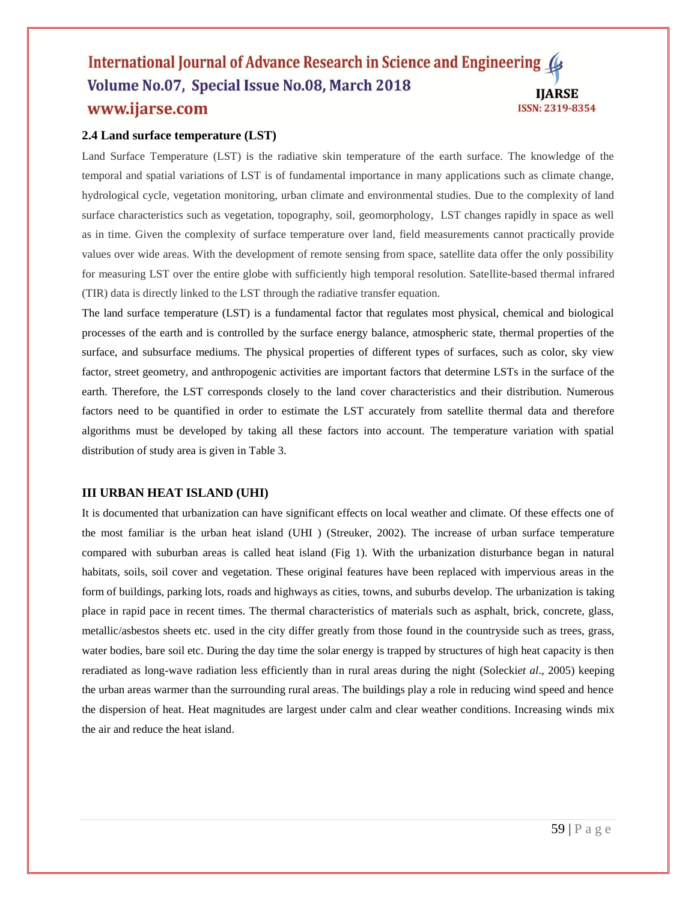### 2.4 Land surface temperature (LST)

Land Surface Temperature (LST) is the radiative skin temperature of the earth surface. The knowledge of the temporal and spatial variations of LST is of fundamental importance in many applications such as climate change, hydrological cycle, vegetation monitoring, urban climate and environmental studies. Due to the complexity of land surface characteristics such as vegetation, topography, soil, geomorphology, LST changes rapidly in space as well as in time. Given the complexity of surface temperature over land, field measurements cannot practically provide values over wide areas. With the development of remote sensing from space, satellite data offer the only possibility for measuring LST over the entire globe with sufficiently high temporal resolution. Satellite-based thermal infrared (TIR) data is directly linked to the LST through the radiative transfer equation.

The land surface temperature (LST) is a fundamental factor that regulates most physical, chemical and biological processes of the earth and is controlled by the surface energy balance, atmospheric state, thermal properties of the surface, and subsurface mediums. The physical properties of different types of surfaces, such as color, sky view factor, street geometry, and anthropogenic activities are important factors that determine LSTs in the surface of the earth. Therefore, the LST corresponds closely to the land cover characteristics and their distribution. Numerous factors need to be quantified in order to estimate the LST accurately from satellite thermal data and therefore algorithms must be developed by taking all these factors into account. The temperature variation with spatial distribution of study area is given in Table 3.

## III URBAN HEAT ISLAND (UHI)

It is documented that urbanization can have significant effects on local weather and climate. Of these effects one of the most familiar is the urban heat island (UHI ) (Streuker, 2002). The increase of urban surface temperature compared with suburban areas is called heat island (Fig 1). With the urbanization disturbance began in natural habitats, soils, soil cover and vegetation. These original features have been replaced with impervious areas in the form of buildings, parking lots, roads and highways as cities, towns, and suburbs develop. The urbanization is taking place in rapid pace in recent times. The thermal characteristics of materials such as asphalt, brick, concrete, glass, metallic/asbestos sheets etc. used in the city differ greatly from those found in the countryside such as trees, grass, water bodies, bare soil etc. During the day time the solar energy is trapped by structures of high heat capacity is then reradiated as long-wave radiation less efficiently than in rural areas during the night (Solecki*et al*., 2005) keeping the urban areas warmer than the surrounding rural areas. The buildings play a role in reducing wind speed and hence the dispersion of heat. Heat magnitudes are largest under calm and clear weather conditions. Increasing winds mix the air and reduce the heat island.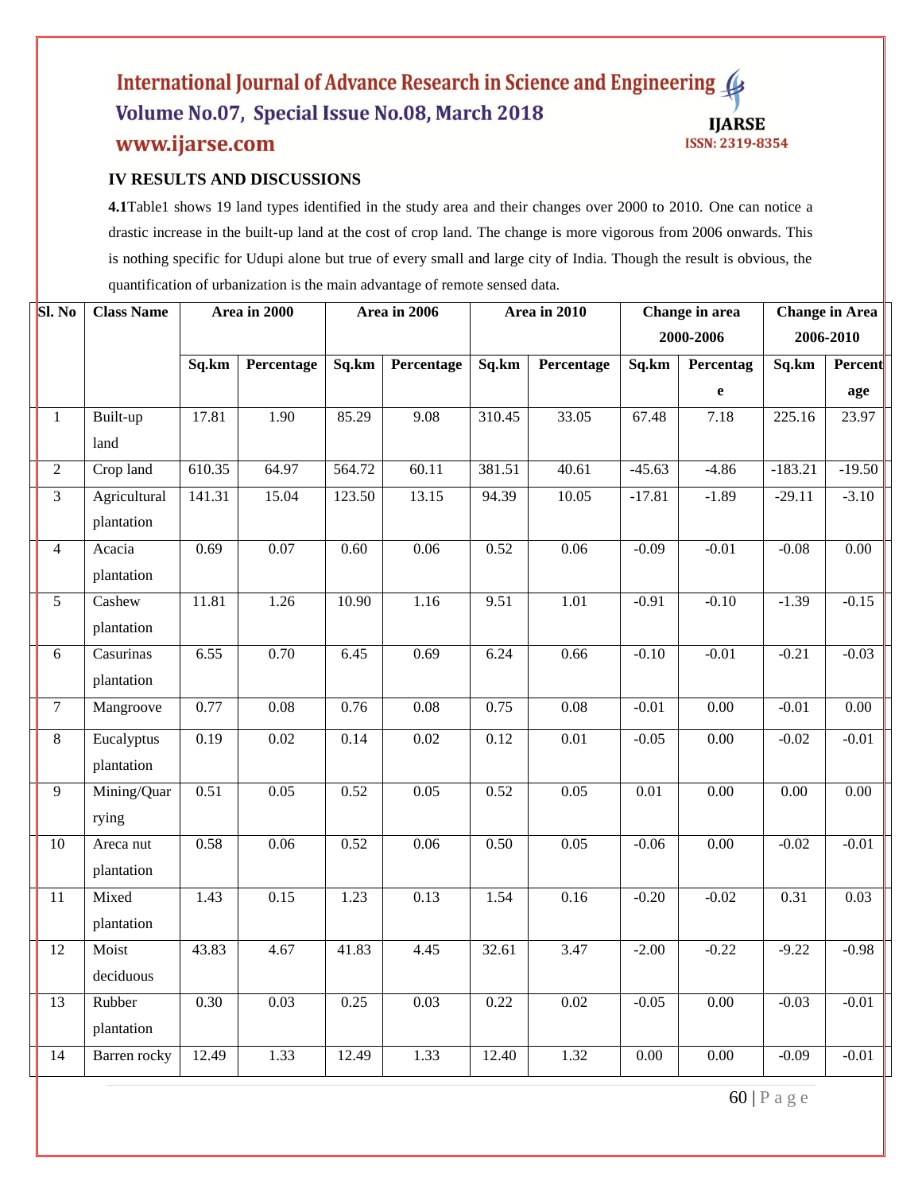## IV RESULTS AND DISCUSSIONS

**4.1**Table1 shows 19 land types identified in the study area and their changes over 2000 to 2010. One can notice a drastic increase in the built-up land at the cost of crop land. The change is more vigorous from 2006 onwards. This is nothing specific for Udupi alone but true of every small and large city of India. Though the result is obvious, the quantification of urbanization is the main advantage of remote sensed data.

| Sl. No | Class Name | Area in 2000 | | Area in 2006 | | Area in 2010 | | Change in area 2000-2006 | | Change in Area 2006-2010 | |
|---|---|---|---|---|---|---|---|---|---|---|---|
| | | Sq.km | Percentage | Sq.km | Percentage | Sq.km | Percentage | Sq.km | Percentage | Sq.km | Percentage |
| 1 | Built-up land | 17.81 | 1.90 | 85.29 | 9.08 | 310.45 | 33.05 | 67.48 | 7.18 | 225.16 | 23.97 |
| 2 | Crop land | 610.35 | 64.97 | 564.72 | 60.11 | 381.51 | 40.61 | -45.63 | -4.86 | -183.21 | -19.50 |
| 3 | Agricultural plantation | 141.31 | 15.04 | 123.50 | 13.15 | 94.39 | 10.05 | -17.81 | -1.89 | -29.11 | -3.10 |
| 4 | Acacia plantation | 0.69 | 0.07 | 0.60 | 0.06 | 0.52 | 0.06 | -0.09 | -0.01 | -0.08 | 0.00 |
| 5 | Cashew plantation | 11.81 | 1.26 | 10.90 | 1.16 | 9.51 | 1.01 | -0.91 | -0.10 | -1.39 | -0.15 |
| 6 | Casurinas plantation | 6.55 | 0.70 | 6.45 | 0.69 | 6.24 | 0.66 | -0.10 | -0.01 | -0.21 | -0.03 |
| 7 | Mangroove | 0.77 | 0.08 | 0.76 | 0.08 | 0.75 | 0.08 | -0.01 | 0.00 | -0.01 | 0.00 |
| 8 | Eucalyptus plantation | 0.19 | 0.02 | 0.14 | 0.02 | 0.12 | 0.01 | -0.05 | 0.00 | -0.02 | -0.01 |
| 9 | Mining/Quarrying | 0.51 | 0.05 | 0.52 | 0.05 | 0.52 | 0.05 | 0.01 | 0.00 | 0.00 | 0.00 |
| 10 | Areca nut plantation | 0.58 | 0.06 | 0.52 | 0.06 | 0.50 | 0.05 | -0.06 | 0.00 | -0.02 | -0.01 |
| 11 | Mixed plantation | 1.43 | 0.15 | 1.23 | 0.13 | 1.54 | 0.16 | -0.20 | -0.02 | 0.31 | 0.03 |
| 12 | Moist deciduous | 43.83 | 4.67 | 41.83 | 4.45 | 32.61 | 3.47 | -2.00 | -0.22 | -9.22 | -0.98 |
| 13 | Rubber plantation | 0.30 | 0.03 | 0.25 | 0.03 | 0.22 | 0.02 | -0.05 | 0.00 | -0.03 | -0.01 |
| 14 | Barren rocky | 12.49 | 1.33 | 12.49 | 1.33 | 12.40 | 1.32 | 0.00 | 0.00 | -0.09 | -0.01 |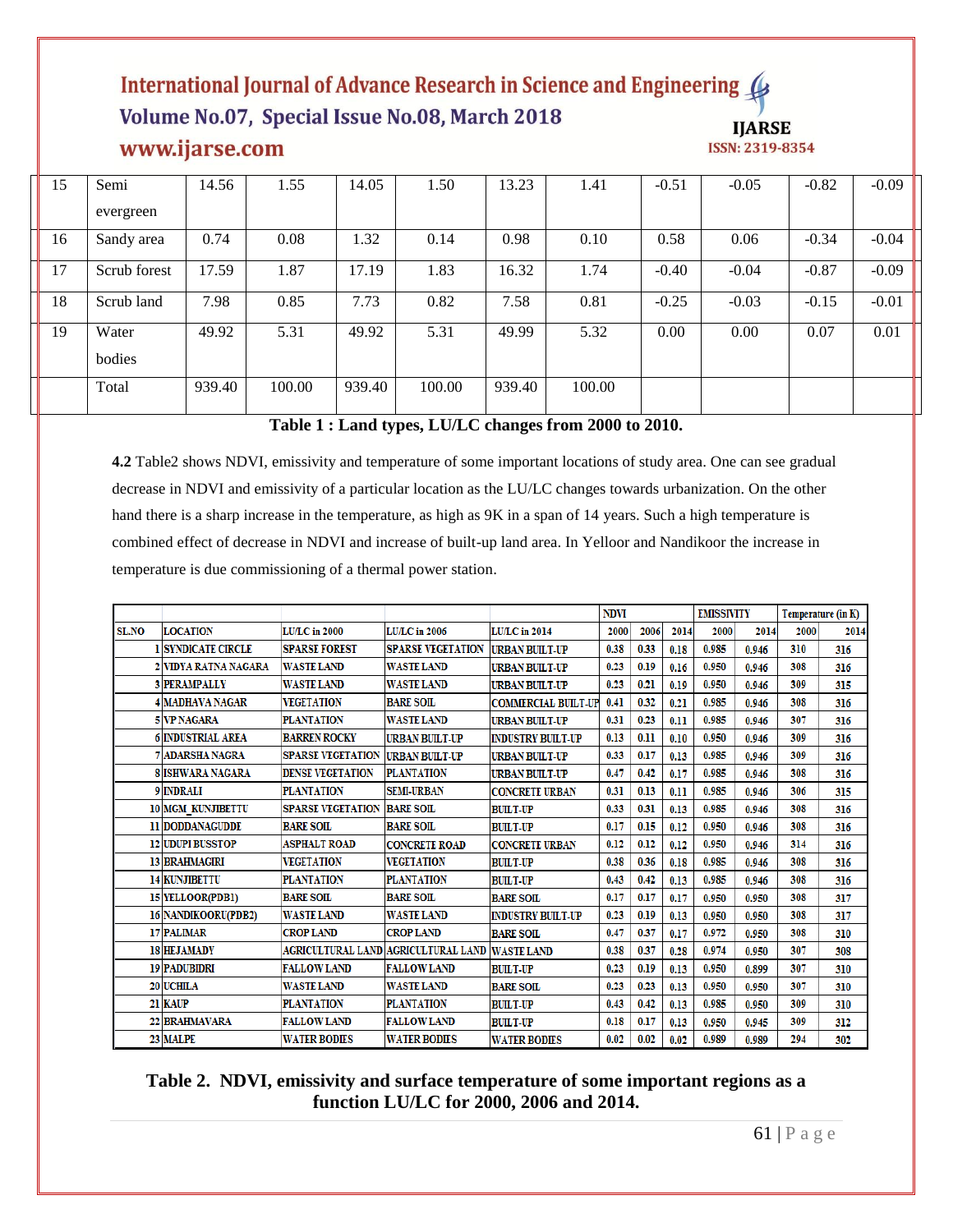| 15 | Semi evergreen | 14.56 | 1.55 | 14.05 | 1.50 | 13.23 | 1.41 | -0.51 | -0.05 | -0.82 | -0.09 |
|---|---|---|---|---|---|---|---|---|---|---|---|
| 16 | Sandy area | 0.74 | 0.08 | 1.32 | 0.14 | 0.98 | 0.10 | 0.58 | 0.06 | -0.34 | -0.04 |
| 17 | Scrub forest | 17.59 | 1.87 | 17.19 | 1.83 | 16.32 | 1.74 | -0.40 | -0.04 | -0.87 | -0.09 |
| 18 | Scrub land | 7.98 | 0.85 | 7.73 | 0.82 | 7.58 | 0.81 | -0.25 | -0.03 | -0.15 | -0.01 |
| 19 | Water bodies | 49.92 | 5.31 | 49.92 | 5.31 | 49.99 | 5.32 | 0.00 | 0.00 | 0.07 | 0.01 |
| | Total | 939.40 | 100.00 | 939.40 | 100.00 | 939.40 | 100.00 | | | | |

**Table 1 : Land types, LU/LC changes from 2000 to 2010.**

**4.2** Table2 shows NDVI, emissivity and temperature of some important locations of study area. One can see gradual decrease in NDVI and emissivity of a particular location as the LU/LC changes towards urbanization. On the other hand there is a sharp increase in the temperature, as high as 9K in a span of 14 years. Such a high temperature is combined effect of decrease in NDVI and increase of built-up land area. In Yelloor and Nandikoor the increase in temperature is due commissioning of a thermal power station.

| | | | | | NDVI | | | EMISSIVITY | | Temperature (in K) | |
|---|---|---|---|---|---|---|---|---|---|---|---|
| SL.NO | LOCATION | LU/LC in 2000 | LU/LC in 2006 | LU/LC in 2014 | 2000 | 2006 | 2014 | 2000 | 2014 | 2000 | 2014 |
| 1 | SYNDICATE CIRCLE | SPARSE FOREST | SPARSE VEGETATION | URBAN BUILT-UP | 0.38 | 0.33 | 0.18 | 0.985 | 0.946 | 310 | 316 |
| 2 | VIDYA RATNA NAGARA | WASTE LAND | WASTE LAND | URBAN BUILT-UP | 0.23 | 0.19 | 0.16 | 0.950 | 0.946 | 308 | 316 |
| 3 | PERAMPALLY | WASTE LAND | WASTE LAND | URBAN BUILT-UP | 0.23 | 0.21 | 0.19 | 0.950 | 0.946 | 309 | 315 |
| 4 | MADHAVA NAGAR | VEGETATION | BARE SOIL | COMMERCIAL BUILT-UP | 0.41 | 0.32 | 0.21 | 0.985 | 0.946 | 308 | 316 |
| 5 | VP NAGARA | PLANTATION | WASTE LAND | URBAN BUILT-UP | 0.31 | 0.23 | 0.11 | 0.985 | 0.946 | 307 | 316 |
| 6 | INDUSTRIAL AREA | BARREN ROCKY | URBAN BUILT-UP | INDUSTRY BUILT-UP | 0.13 | 0.11 | 0.10 | 0.950 | 0.946 | 309 | 316 |
| 7 | ADARSHA NAGRA | SPARSE VEGETATION | URBAN BUILT-UP | URBAN BUILT-UP | 0.33 | 0.17 | 0.13 | 0.985 | 0.946 | 309 | 316 |
| 8 | ISHWARA NAGARA | DENSE VEGETATION | PLANTATION | URBAN BUILT-UP | 0.47 | 0.42 | 0.17 | 0.985 | 0.946 | 308 | 316 |
| 9 | INDRALI | PLANTATION | SEMI-URBAN | CONCRETE URBAN | 0.31 | 0.13 | 0.11 | 0.985 | 0.946 | 306 | 315 |
| 10 | MGM_KUNJIBETTU | SPARSE VEGETATION | BARE SOIL | BUILT-UP | 0.33 | 0.31 | 0.13 | 0.985 | 0.946 | 308 | 316 |
| 11 | DODDANAGUDDE | BARE SOIL | BARE SOIL | BUILT-UP | 0.17 | 0.15 | 0.12 | 0.950 | 0.946 | 308 | 316 |
| 12 | UDUPI BUSSTOP | ASPHALT ROAD | CONCRETE ROAD | CONCRETE URBAN | 0.12 | 0.12 | 0.12 | 0.950 | 0.946 | 314 | 316 |
| 13 | BRAHMAGIRI | VEGETATION | VEGETATION | BUILT-UP | 0.38 | 0.36 | 0.18 | 0.985 | 0.946 | 308 | 316 |
| 14 | KUNJIBETTU | PLANTATION | PLANTATION | BUILT-UP | 0.43 | 0.42 | 0.13 | 0.985 | 0.946 | 308 | 316 |
| 15 | YELLOOR(PDB1) | BARE SOIL | BARE SOIL | BARE SOIL | 0.17 | 0.17 | 0.17 | 0.950 | 0.950 | 308 | 317 |
| 16 | NANDIKOORU(PDB2) | WASTE LAND | WASTE LAND | INDUSTRY BUILT-UP | 0.23 | 0.19 | 0.13 | 0.950 | 0.950 | 308 | 317 |
| 17 | PALIMAR | CROP LAND | CROP LAND | BARE SOIL | 0.47 | 0.37 | 0.17 | 0.972 | 0.950 | 308 | 310 |
| 18 | HEJAMADY | AGRICULTURAL LAND | AGRICULTURAL LAND | WASTE LAND | 0.38 | 0.37 | 0.28 | 0.974 | 0.950 | 307 | 308 |
| 19 | PADUBIDRI | FALLOW LAND | FALLOW LAND | BUILT-UP | 0.23 | 0.19 | 0.13 | 0.950 | 0.899 | 307 | 310 |
| 20 | UCHILA | WASTE LAND | WASTE LAND | BARE SOIL | 0.23 | 0.23 | 0.13 | 0.950 | 0.950 | 307 | 310 |
| 21 | KAUP | PLANTATION | PLANTATION | BUILT-UP | 0.43 | 0.42 | 0.13 | 0.985 | 0.950 | 309 | 310 |
| 22 | BRAHMAVARA | FALLOW LAND | FALLOW LAND | BUILT-UP | 0.18 | 0.17 | 0.13 | 0.950 | 0.945 | 309 | 312 |
| 23 | MALPE | WATER BODIES | WATER BODIES | WATER BODIES | 0.02 | 0.02 | 0.02 | 0.989 | 0.989 | 294 | 302 |

**Table 2. NDVI, emissivity and surface temperature of some important regions as a function LU/LC for 2000, 2006 and 2014.**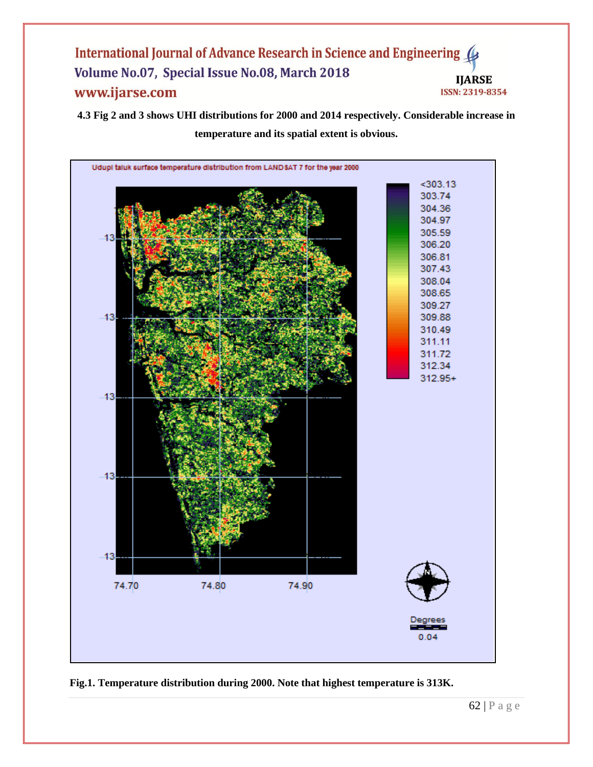**4.3 Fig 2 and 3 shows UHI distributions for 2000 and 2014 respectively. Considerable increase in temperature and its spatial extent is obvious.**

**Fig.1. Temperature distribution during 2000. Note that highest temperature is 313K.**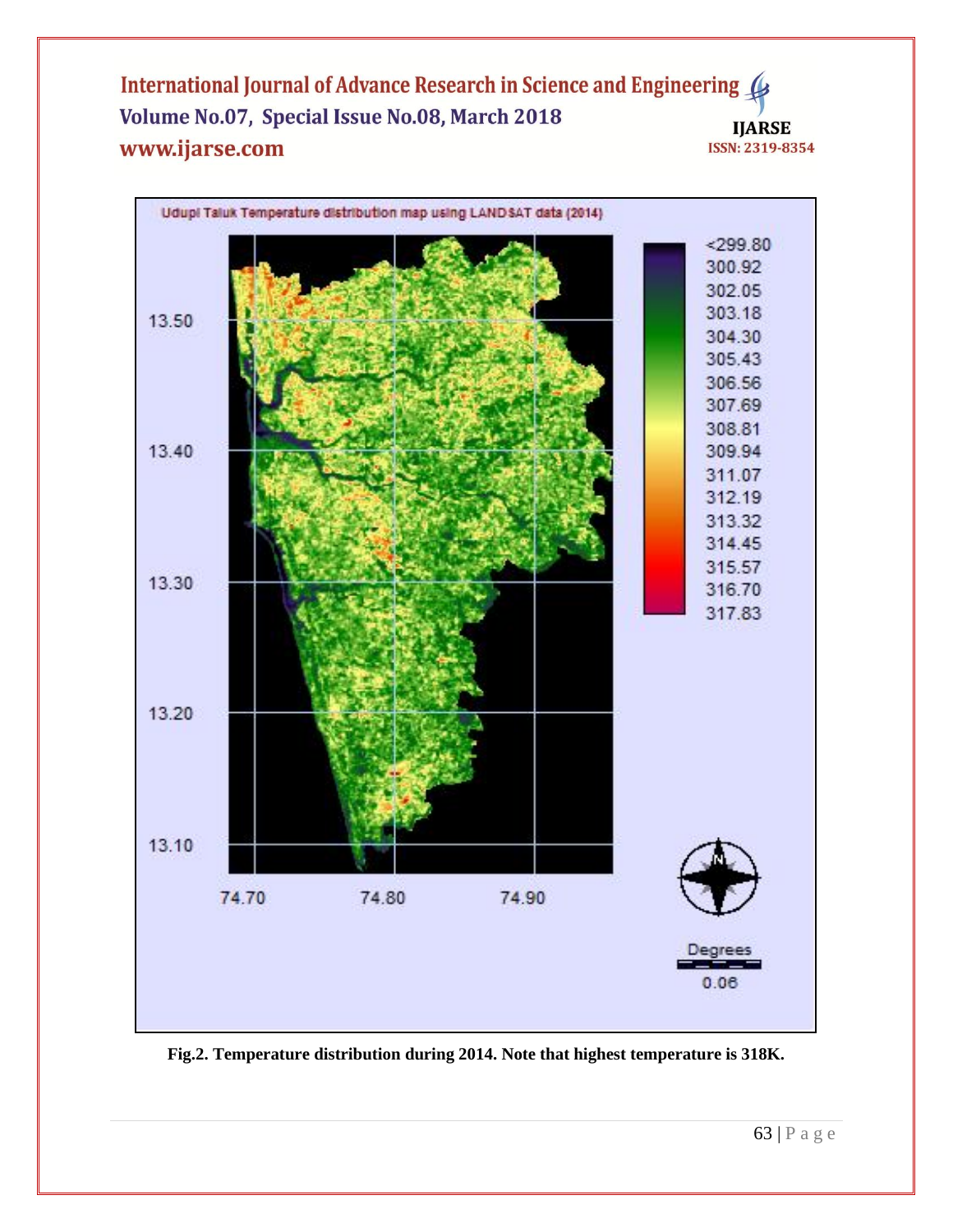Udupi Taluk Temperature distribution map using LANDSAT data (2014)

<299.80
300.92
302.05
303.18
304.30
305.43
306.56
307.69
308.81
309.94
311.07
312.19
313.32
314.45
315.57
316.70
317.83

13.50
13.40
13.30
13.20
13.10

74.70
74.80
74.90

Degrees
0.06

**Fig.2. Temperature distribution during 2014. Note that highest temperature is 318K.**